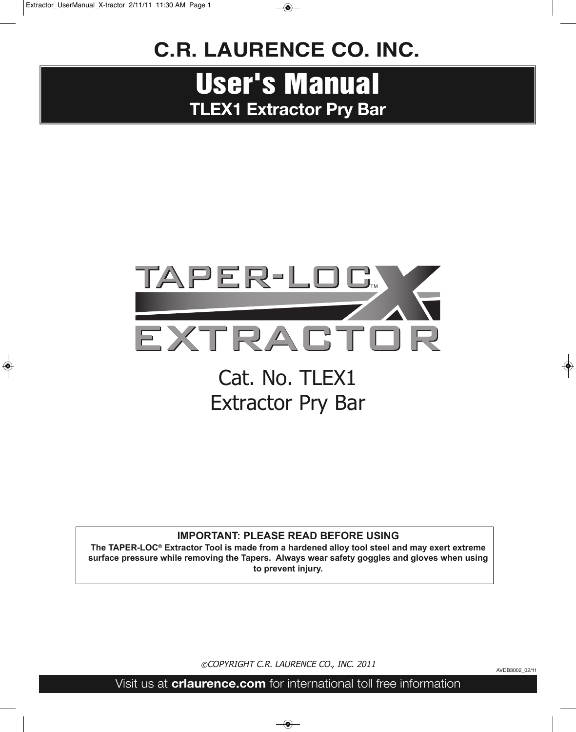# C.R. LAURENCE CO. INC.

# User's Manual

## TLEX1 Extractor Pry Bar

TAPER-LOC™ X EXTRACTOR

Cat. No. TLEX1
Extractor Pry Bar

**IMPORTANT: PLEASE READ BEFORE USING**

**The TAPER-LOC® Extractor Tool is made from a hardened alloy tool steel and may exert extreme surface pressure while removing the Tapers. Always wear safety goggles and gloves when using to prevent injury.**

*©COPYRIGHT C.R. LAURENCE CO., INC. 2011*

AVDB3002_02/11

Visit us at **crlaurence.com** for international toll free information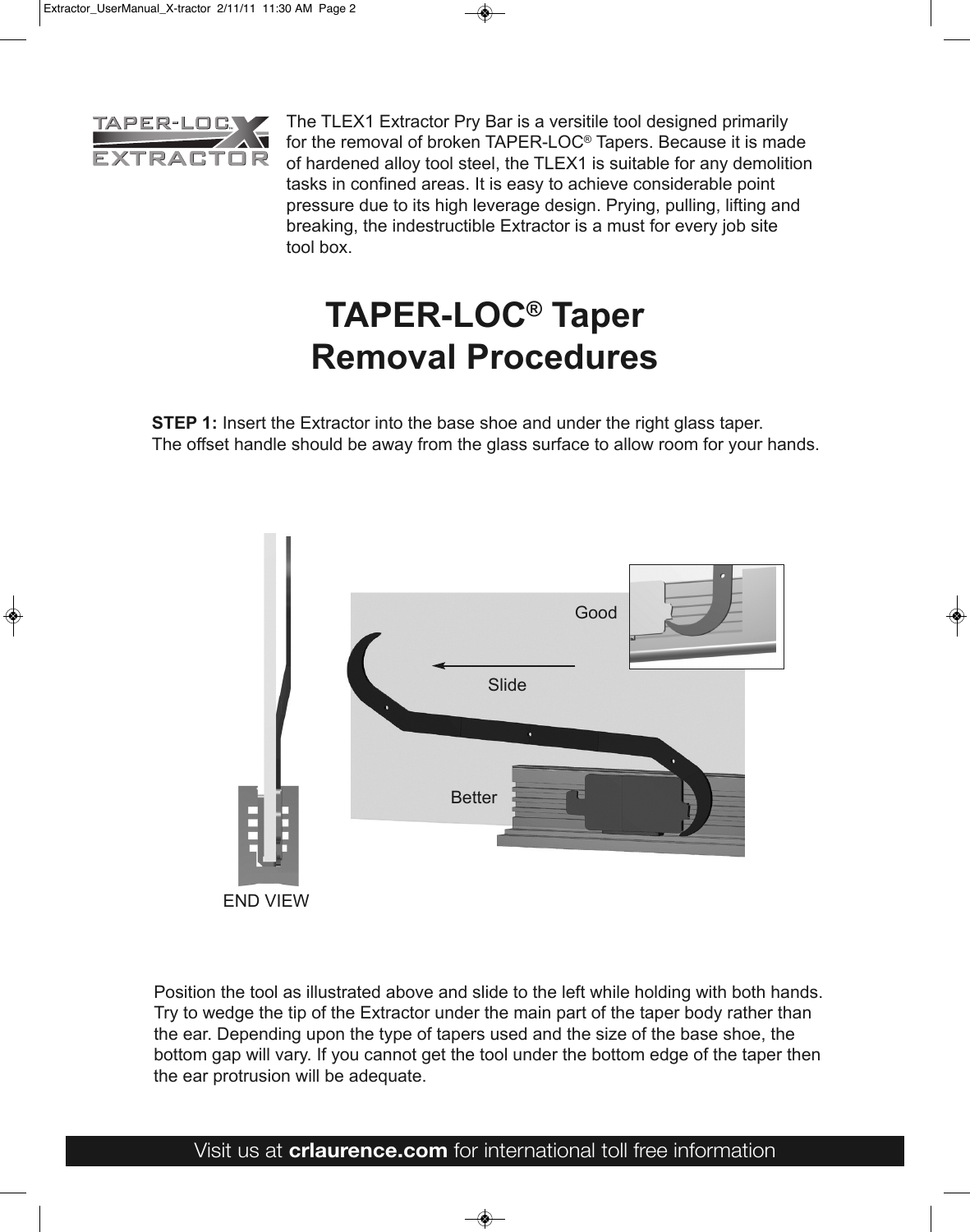The TLEX1 Extractor Pry Bar is a versitile tool designed primarily for the removal of broken TAPER-LOC® Tapers. Because it is made of hardened alloy tool steel, the TLEX1 is suitable for any demolition tasks in confined areas. It is easy to achieve considerable point pressure due to its high leverage design. Prying, pulling, lifting and breaking, the indestructible Extractor is a must for every job site tool box.

# TAPER-LOC® Taper Removal Procedures

**STEP 1:** Insert the Extractor into the base shoe and under the right glass taper. The offset handle should be away from the glass surface to allow room for your hands.

Position the tool as illustrated above and slide to the left while holding with both hands. Try to wedge the tip of the Extractor under the main part of the taper body rather than the ear. Depending upon the type of tapers used and the size of the base shoe, the bottom gap will vary. If you cannot get the tool under the bottom edge of the taper then the ear protrusion will be adequate.

Visit us at **crlaurence.com** for international toll free information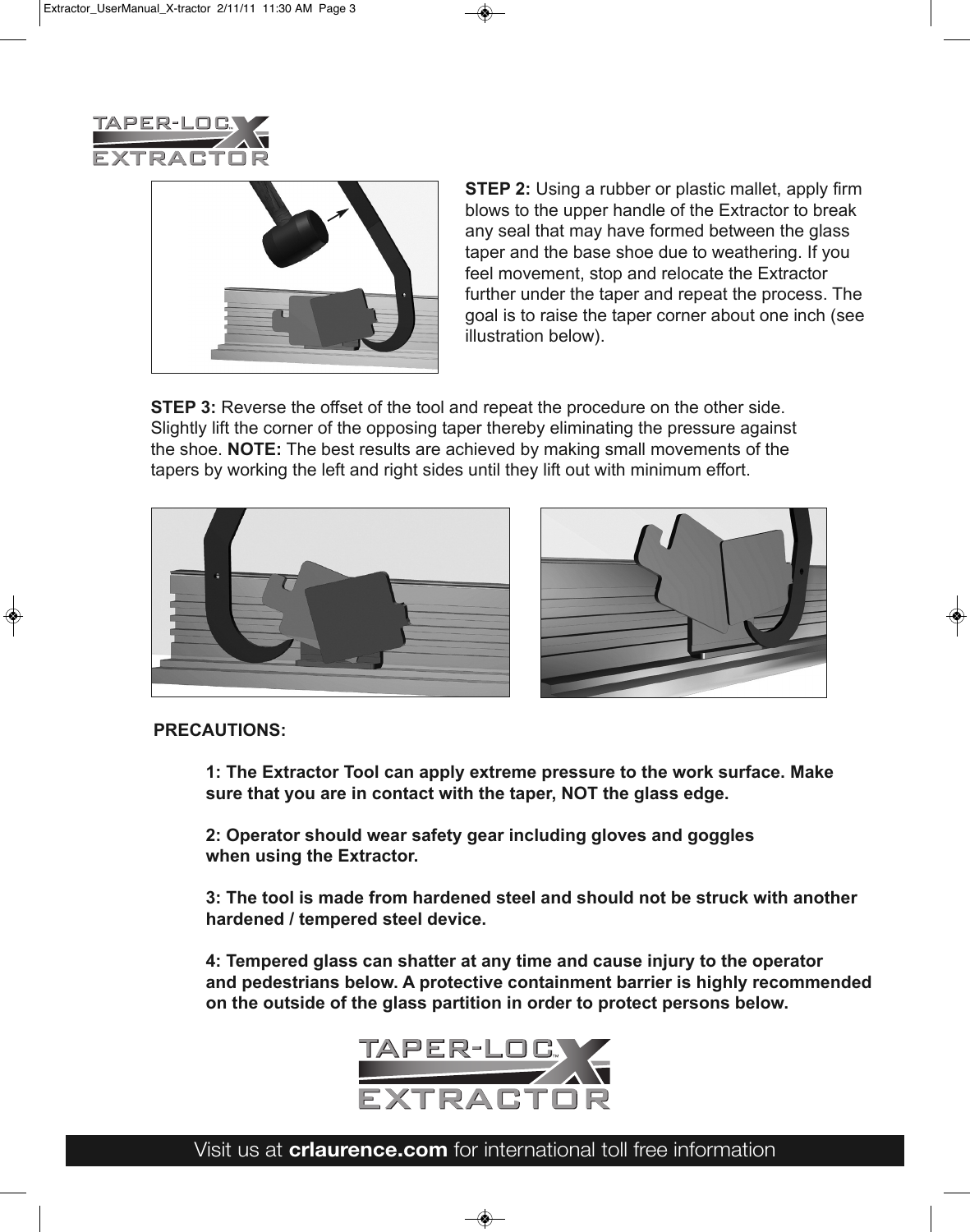**TAPER-LOC™ X EXTRACTOR**

**STEP 2:** Using a rubber or plastic mallet, apply firm blows to the upper handle of the Extractor to break any seal that may have formed between the glass taper and the base shoe due to weathering. If you feel movement, stop and relocate the Extractor further under the taper and repeat the process. The goal is to raise the taper corner about one inch (see illustration below).

**STEP 3:** Reverse the offset of the tool and repeat the procedure on the other side. Slightly lift the corner of the opposing taper thereby eliminating the pressure against the shoe. **NOTE:** The best results are achieved by making small movements of the tapers by working the left and right sides until they lift out with minimum effort.

**PRECAUTIONS:**

**1: The Extractor Tool can apply extreme pressure to the work surface. Make sure that you are in contact with the taper, NOT the glass edge.**

**2: Operator should wear safety gear including gloves and goggles when using the Extractor.**

**3: The tool is made from hardened steel and should not be struck with another hardened / tempered steel device.**

**4: Tempered glass can shatter at any time and cause injury to the operator and pedestrians below. A protective containment barrier is highly recommended on the outside of the glass partition in order to protect persons below.**

**TAPER-LOC™ X EXTRACTOR**

Visit us at **crlaurence.com** for international toll free information